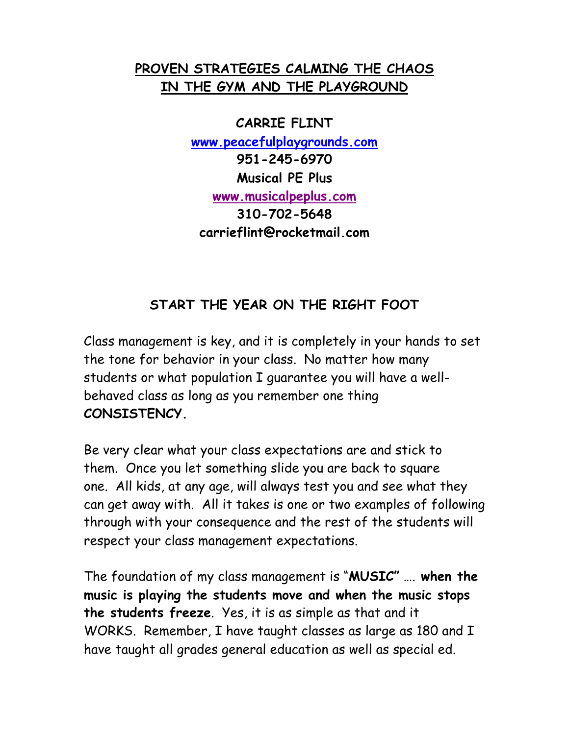# PROVEN STRATEGIES CALMING THE CHAOS IN THE GYM AND THE PLAYGROUND

**CARRIE FLINT**

**www.peacefulplaygrounds.com**

**951-245-6970**

**Musical PE Plus**

**www.musicalpeplus.com**

**310-702-5648**

**carrieflint@rocketmail.com**

## START THE YEAR ON THE RIGHT FOOT

Class management is key, and it is completely in your hands to set the tone for behavior in your class. No matter how many students or what population I guarantee you will have a well-behaved class as long as you remember one thing **CONSISTENCY.**

Be very clear what your class expectations are and stick to them. Once you let something slide you are back to square one. All kids, at any age, will always test you and see what they can get away with. All it takes is one or two examples of following through with your consequence and the rest of the students will respect your class management expectations.

The foundation of my class management is "**MUSIC"** …. **when the music is playing the students move and when the music stops the students freeze**. Yes, it is as simple as that and it WORKS. Remember, I have taught classes as large as 180 and I have taught all grades general education as well as special ed.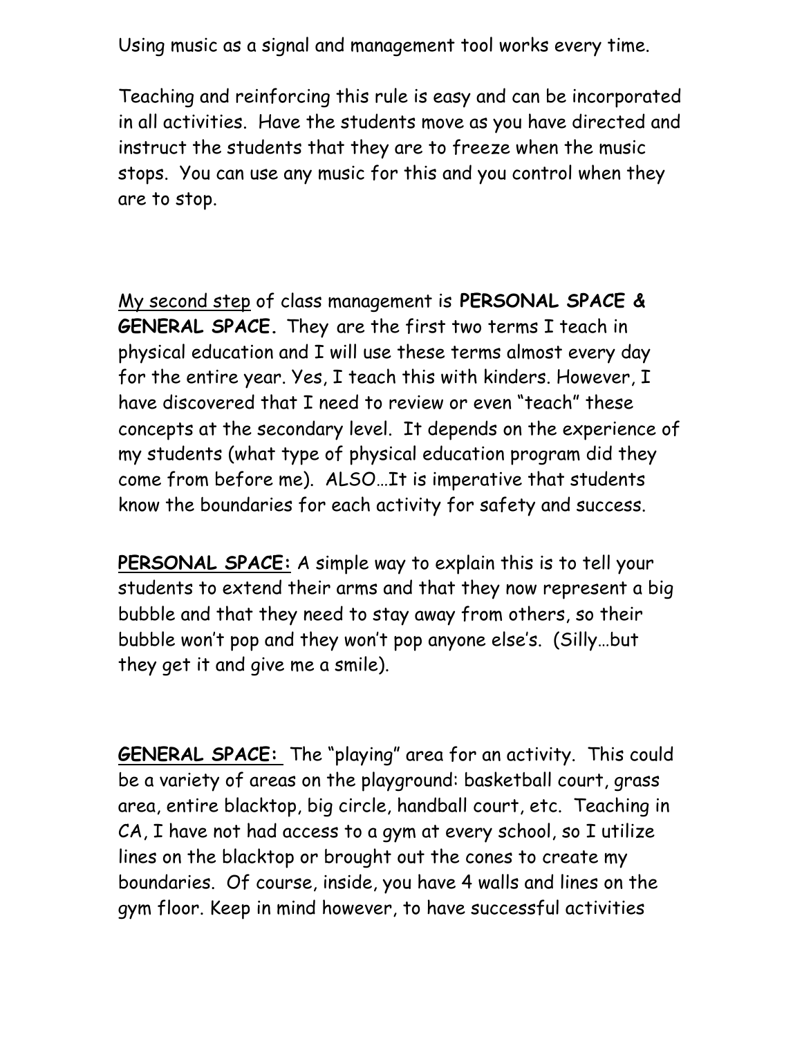Using music as a signal and management tool works every time.

Teaching and reinforcing this rule is easy and can be incorporated in all activities. Have the students move as you have directed and instruct the students that they are to freeze when the music stops. You can use any music for this and you control when they are to stop.

<u>My second step</u> of class management is **PERSONAL SPACE & GENERAL SPACE.** They are the first two terms I teach in physical education and I will use these terms almost every day for the entire year. Yes, I teach this with kinders. However, I have discovered that I need to review or even "teach" these concepts at the secondary level. It depends on the experience of my students (what type of physical education program did they come from before me). ALSO…It is imperative that students know the boundaries for each activity for safety and success.

**<u>PERSONAL SPACE:</u>** A simple way to explain this is to tell your students to extend their arms and that they now represent a big bubble and that they need to stay away from others, so their bubble won't pop and they won't pop anyone else's. (Silly…but they get it and give me a smile).

**<u>GENERAL SPACE:</u>** The "playing" area for an activity. This could be a variety of areas on the playground: basketball court, grass area, entire blacktop, big circle, handball court, etc. Teaching in CA, I have not had access to a gym at every school, so I utilize lines on the blacktop or brought out the cones to create my boundaries. Of course, inside, you have 4 walls and lines on the gym floor. Keep in mind however, to have successful activities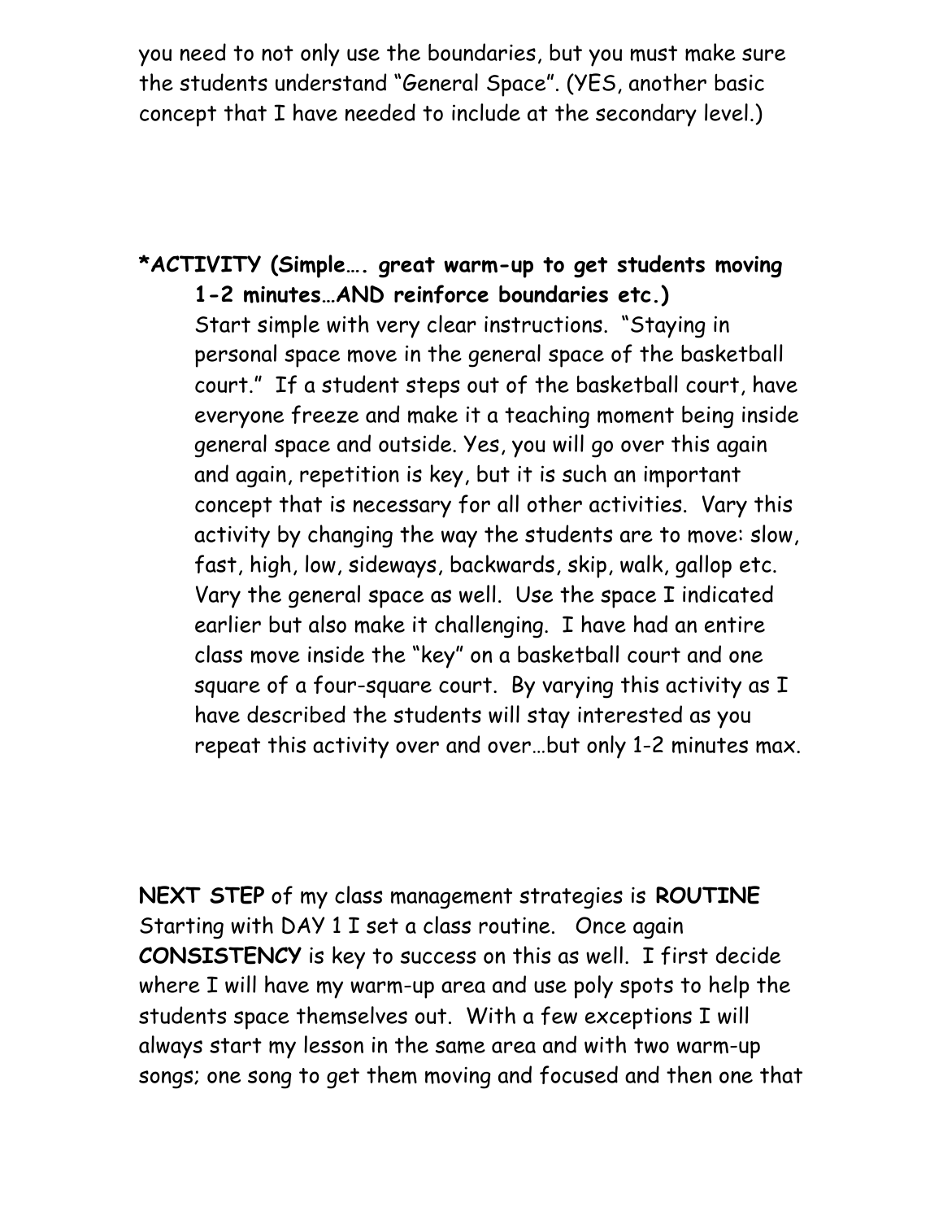you need to not only use the boundaries, but you must make sure the students understand "General Space". (YES, another basic concept that I have needed to include at the secondary level.)

**\*ACTIVITY (Simple…. great warm-up to get students moving 1-2 minutes…AND reinforce boundaries etc.)**

Start simple with very clear instructions. "Staying in personal space move in the general space of the basketball court." If a student steps out of the basketball court, have everyone freeze and make it a teaching moment being inside general space and outside. Yes, you will go over this again and again, repetition is key, but it is such an important concept that is necessary for all other activities. Vary this activity by changing the way the students are to move: slow, fast, high, low, sideways, backwards, skip, walk, gallop etc. Vary the general space as well. Use the space I indicated earlier but also make it challenging. I have had an entire class move inside the "key" on a basketball court and one square of a four-square court. By varying this activity as I have described the students will stay interested as you repeat this activity over and over…but only 1-2 minutes max.

**NEXT STEP** of my class management strategies is **ROUTINE** Starting with DAY 1 I set a class routine. Once again **CONSISTENCY** is key to success on this as well. I first decide where I will have my warm-up area and use poly spots to help the students space themselves out. With a few exceptions I will always start my lesson in the same area and with two warm-up songs; one song to get them moving and focused and then one that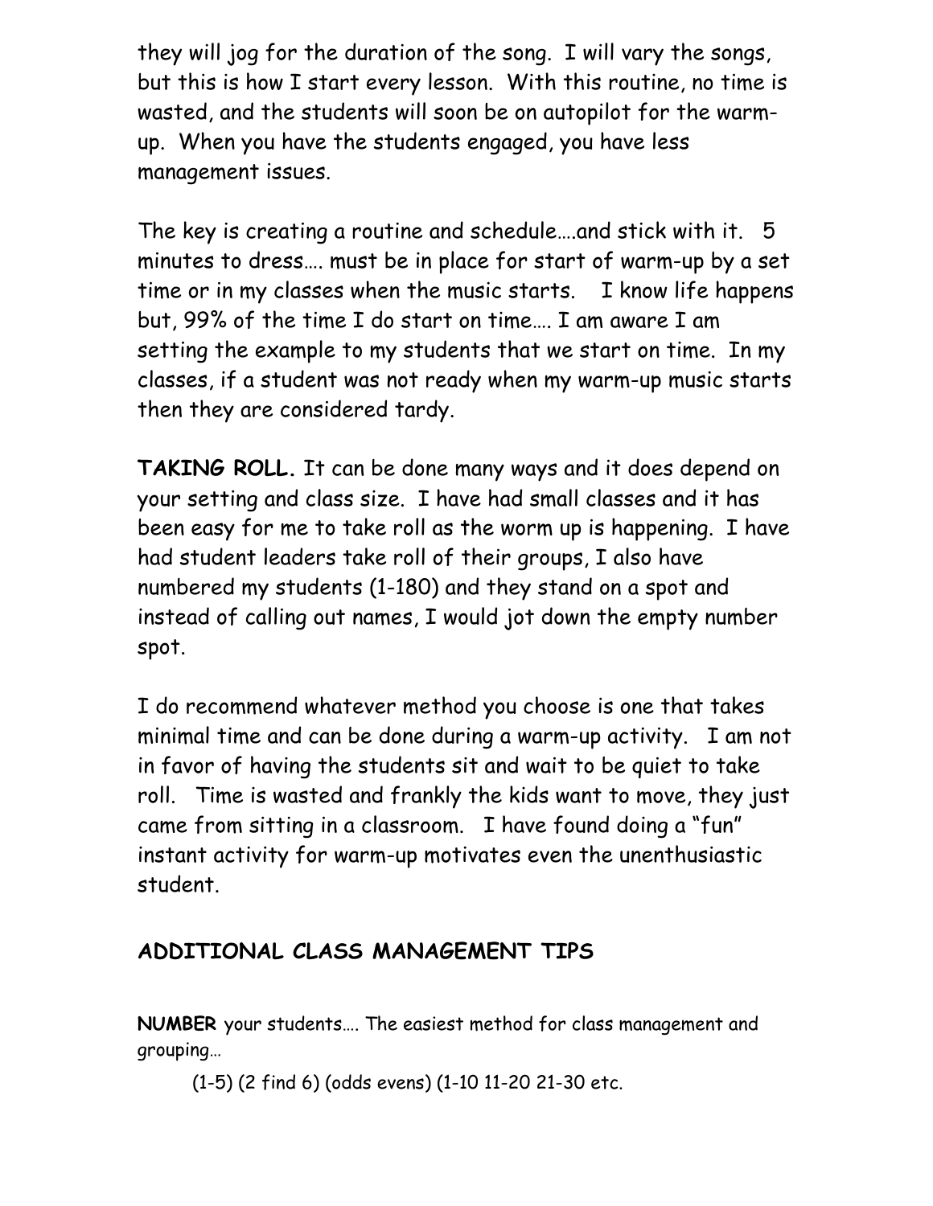they will jog for the duration of the song. I will vary the songs, but this is how I start every lesson. With this routine, no time is wasted, and the students will soon be on autopilot for the warm-up. When you have the students engaged, you have less management issues.

The key is creating a routine and schedule….and stick with it. 5 minutes to dress…. must be in place for start of warm-up by a set time or in my classes when the music starts. I know life happens but, 99% of the time I do start on time…. I am aware I am setting the example to my students that we start on time. In my classes, if a student was not ready when my warm-up music starts then they are considered tardy.

**TAKING ROLL.** It can be done many ways and it does depend on your setting and class size. I have had small classes and it has been easy for me to take roll as the worm up is happening. I have had student leaders take roll of their groups, I also have numbered my students (1-180) and they stand on a spot and instead of calling out names, I would jot down the empty number spot.

I do recommend whatever method you choose is one that takes minimal time and can be done during a warm-up activity. I am not in favor of having the students sit and wait to be quiet to take roll. Time is wasted and frankly the kids want to move, they just came from sitting in a classroom. I have found doing a "fun" instant activity for warm-up motivates even the unenthusiastic student.

## ADDITIONAL CLASS MANAGEMENT TIPS

**NUMBER** your students…. The easiest method for class management and grouping…

(1-5) (2 find 6) (odds evens) (1-10 11-20 21-30 etc.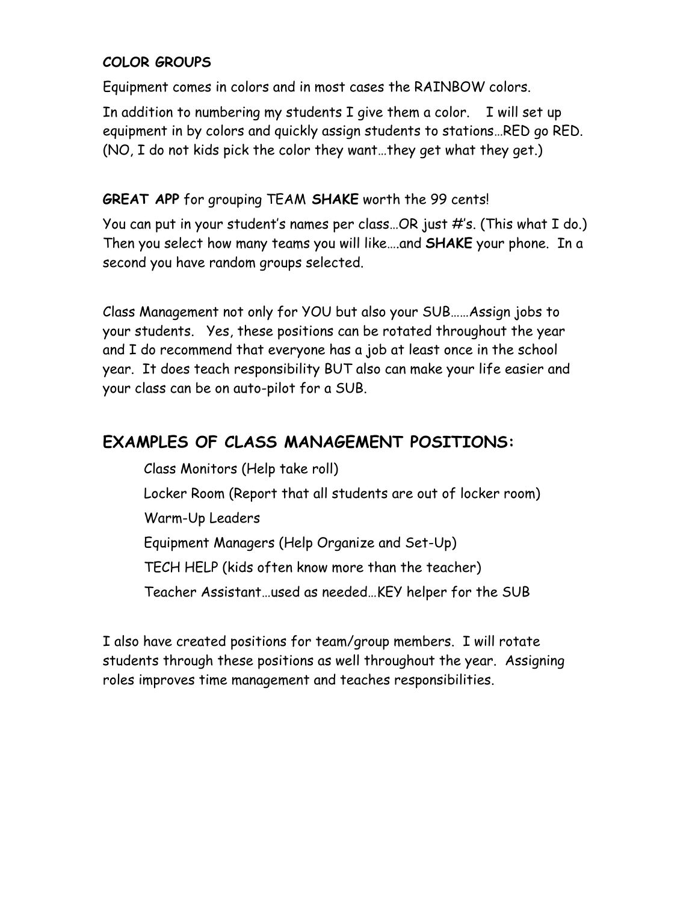**COLOR GROUPS**

Equipment comes in colors and in most cases the RAINBOW colors.

In addition to numbering my students I give them a color. I will set up equipment in by colors and quickly assign students to stations…RED go RED. (NO, I do not kids pick the color they want…they get what they get.)

**GREAT APP** for grouping TEAM **SHAKE** worth the 99 cents!

You can put in your student's names per class…OR just #'s. (This what I do.) Then you select how many teams you will like….and **SHAKE** your phone. In a second you have random groups selected.

Class Management not only for YOU but also your SUB……Assign jobs to your students. Yes, these positions can be rotated throughout the year and I do recommend that everyone has a job at least once in the school year. It does teach responsibility BUT also can make your life easier and your class can be on auto-pilot for a SUB.

## EXAMPLES OF CLASS MANAGEMENT POSITIONS:

- Class Monitors (Help take roll)
- Locker Room (Report that all students are out of locker room)
- Warm-Up Leaders
- Equipment Managers (Help Organize and Set-Up)
- TECH HELP (kids often know more than the teacher)
- Teacher Assistant…used as needed…KEY helper for the SUB

I also have created positions for team/group members. I will rotate students through these positions as well throughout the year. Assigning roles improves time management and teaches responsibilities.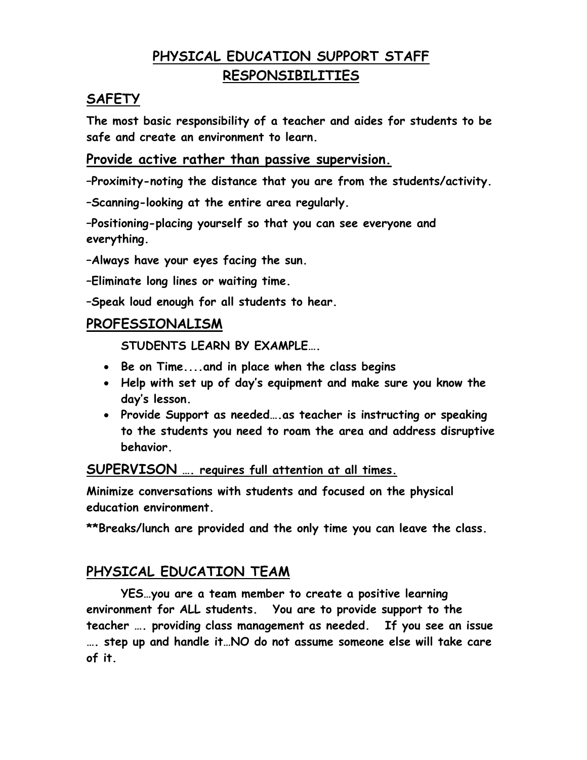# PHYSICAL EDUCATION SUPPORT STAFF RESPONSIBILITIES

## SAFETY

**The most basic responsibility of a teacher and aides for students to be safe and create an environment to learn.**

### Provide active rather than passive supervision.

**–Proximity-noting the distance that you are from the students/activity.**

**–Scanning-looking at the entire area regularly.**

**–Positioning-placing yourself so that you can see everyone and everything.**

**–Always have your eyes facing the sun.**

**–Eliminate long lines or waiting time.**

**–Speak loud enough for all students to hear.**

## PROFESSIONALISM

**STUDENTS LEARN BY EXAMPLE….**

- **Be on Time....and in place when the class begins**
- **Help with set up of day's equipment and make sure you know the day's lesson.**
- **Provide Support as needed….as teacher is instructing or speaking to the students you need to roam the area and address disruptive behavior.**

## SUPERVISON …. requires full attention at all times.

**Minimize conversations with students and focused on the physical education environment.**

**Breaks/lunch are provided and the only time you can leave the class.**

## PHYSICAL EDUCATION TEAM

**YES…you are a team member to create a positive learning environment for ALL students. You are to provide support to the teacher …. providing class management as needed. If you see an issue …. step up and handle it…NO do not assume someone else will take care of it.**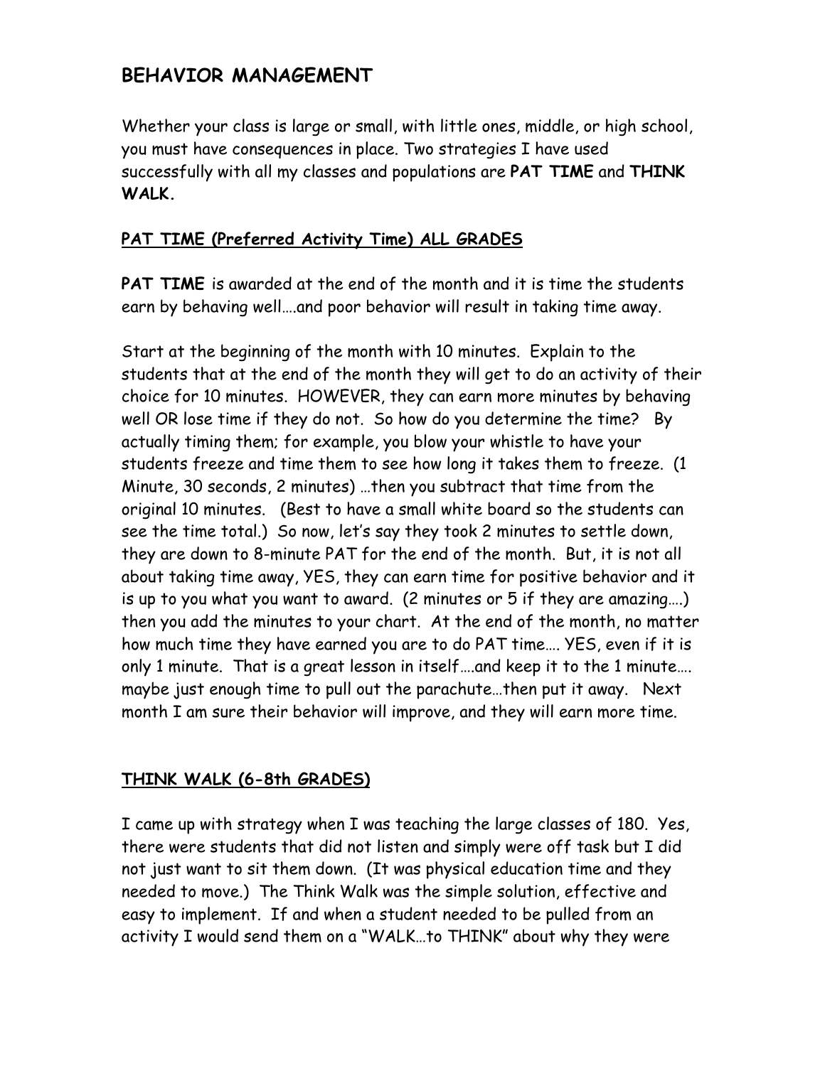# BEHAVIOR MANAGEMENT

Whether your class is large or small, with little ones, middle, or high school, you must have consequences in place. Two strategies I have used successfully with all my classes and populations are **PAT TIME** and **THINK WALK.**

## PAT TIME (Preferred Activity Time) ALL GRADES

**PAT TIME** is awarded at the end of the month and it is time the students earn by behaving well….and poor behavior will result in taking time away.

Start at the beginning of the month with 10 minutes. Explain to the students that at the end of the month they will get to do an activity of their choice for 10 minutes. HOWEVER, they can earn more minutes by behaving well OR lose time if they do not. So how do you determine the time? By actually timing them; for example, you blow your whistle to have your students freeze and time them to see how long it takes them to freeze. (1 Minute, 30 seconds, 2 minutes) …then you subtract that time from the original 10 minutes. (Best to have a small white board so the students can see the time total.) So now, let's say they took 2 minutes to settle down, they are down to 8-minute PAT for the end of the month. But, it is not all about taking time away, YES, they can earn time for positive behavior and it is up to you what you want to award. (2 minutes or 5 if they are amazing….) then you add the minutes to your chart. At the end of the month, no matter how much time they have earned you are to do PAT time…. YES, even if it is only 1 minute. That is a great lesson in itself….and keep it to the 1 minute…. maybe just enough time to pull out the parachute…then put it away. Next month I am sure their behavior will improve, and they will earn more time.

## THINK WALK (6-8th GRADES)

I came up with strategy when I was teaching the large classes of 180. Yes, there were students that did not listen and simply were off task but I did not just want to sit them down. (It was physical education time and they needed to move.) The Think Walk was the simple solution, effective and easy to implement. If and when a student needed to be pulled from an activity I would send them on a "WALK…to THINK" about why they were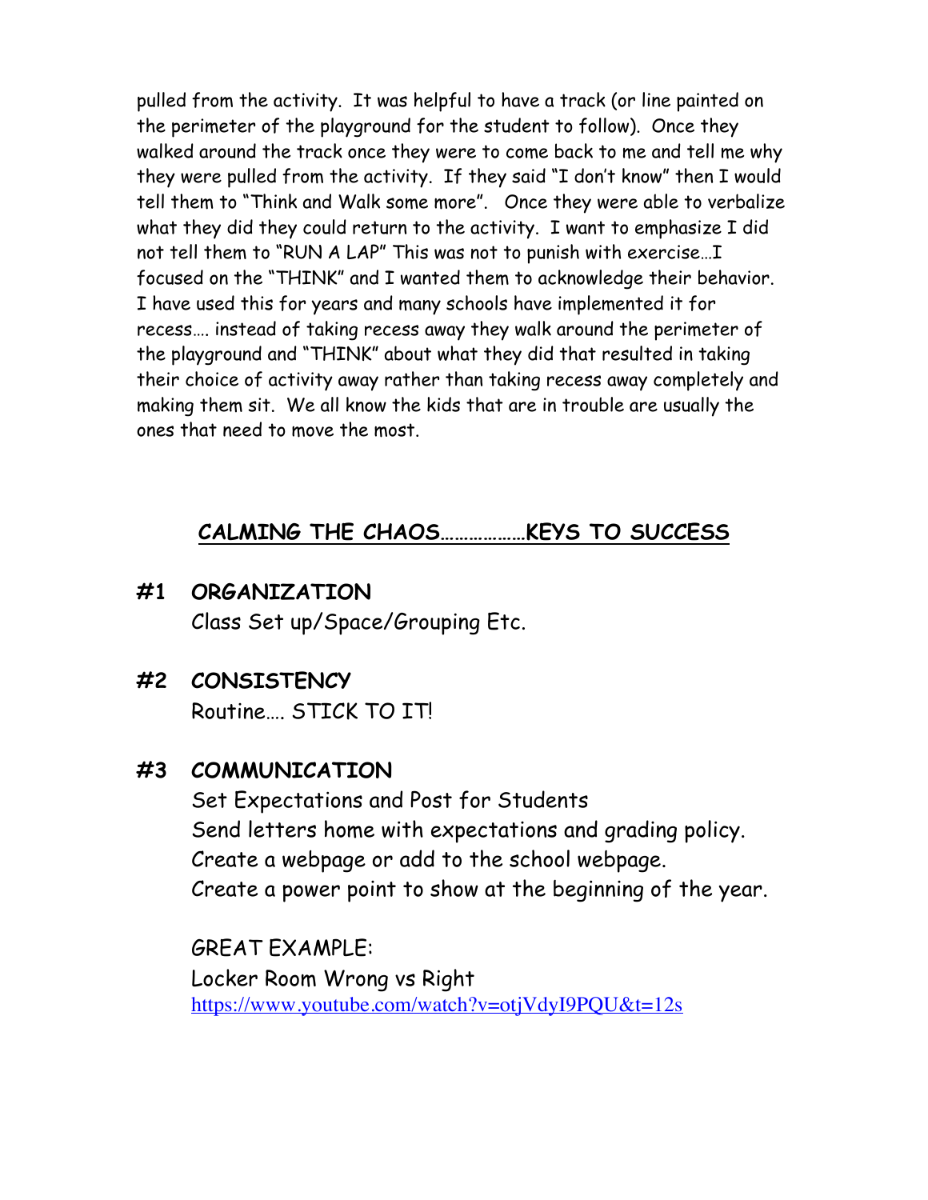pulled from the activity. It was helpful to have a track (or line painted on the perimeter of the playground for the student to follow). Once they walked around the track once they were to come back to me and tell me why they were pulled from the activity. If they said "I don't know" then I would tell them to "Think and Walk some more". Once they were able to verbalize what they did they could return to the activity. I want to emphasize I did not tell them to "RUN A LAP" This was not to punish with exercise…I focused on the "THINK" and I wanted them to acknowledge their behavior. I have used this for years and many schools have implemented it for recess…. instead of taking recess away they walk around the perimeter of the playground and "THINK" about what they did that resulted in taking their choice of activity away rather than taking recess away completely and making them sit. We all know the kids that are in trouble are usually the ones that need to move the most.

## CALMING THE CHAOS………………KEYS TO SUCCESS

**#1 ORGANIZATION**

Class Set up/Space/Grouping Etc.

**#2 CONSISTENCY**

Routine…. STICK TO IT!

**#3 COMMUNICATION**

Set Expectations and Post for Students

Send letters home with expectations and grading policy.

Create a webpage or add to the school webpage.

Create a power point to show at the beginning of the year.

GREAT EXAMPLE:

Locker Room Wrong vs Right

https://www.youtube.com/watch?v=otjVdyI9PQU&t=12s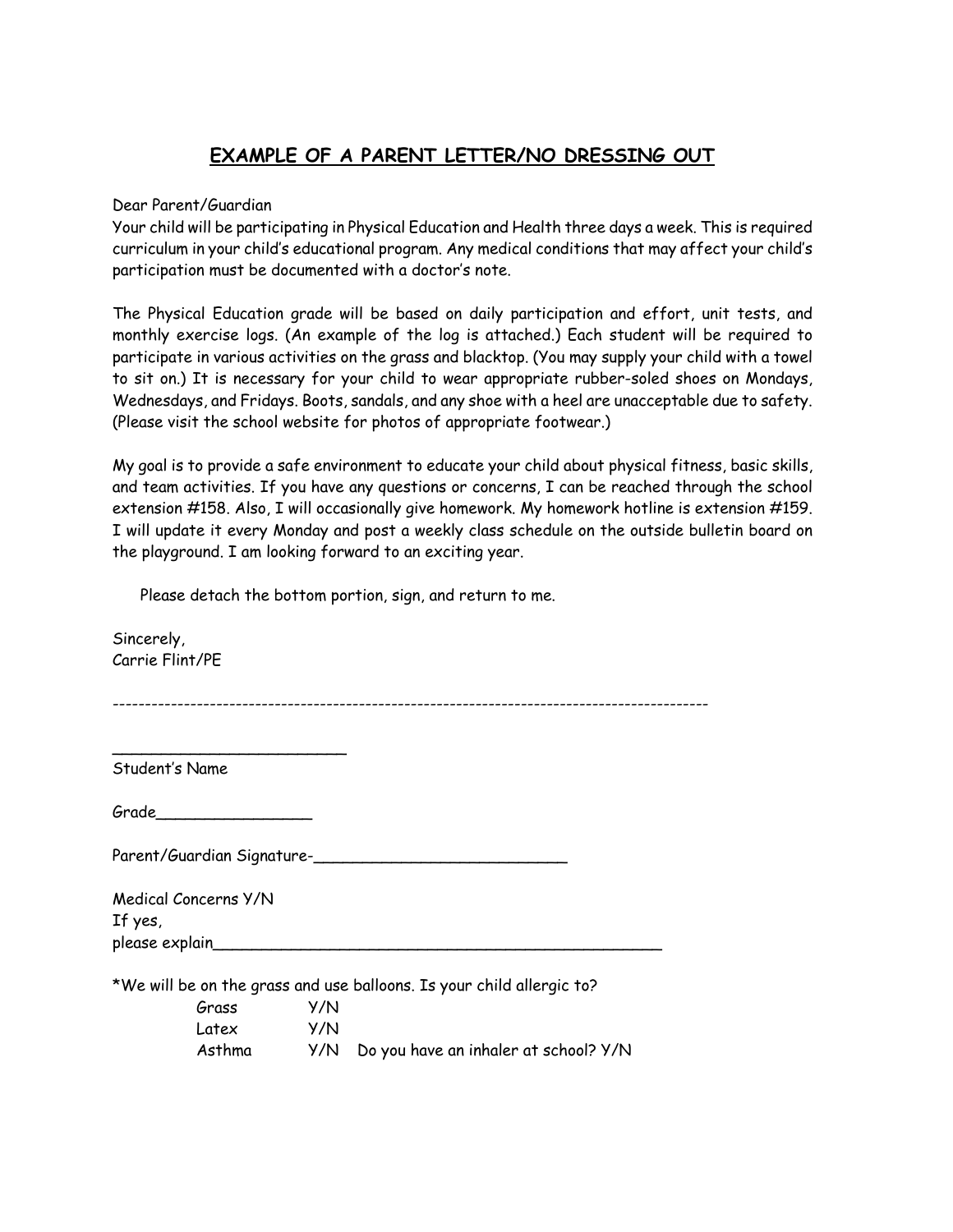## EXAMPLE OF A PARENT LETTER/NO DRESSING OUT

Dear Parent/Guardian
Your child will be participating in Physical Education and Health three days a week. This is required curriculum in your child's educational program. Any medical conditions that may affect your child's participation must be documented with a doctor's note.

The Physical Education grade will be based on daily participation and effort, unit tests, and monthly exercise logs. (An example of the log is attached.) Each student will be required to participate in various activities on the grass and blacktop. (You may supply your child with a towel to sit on.) It is necessary for your child to wear appropriate rubber-soled shoes on Mondays, Wednesdays, and Fridays. Boots, sandals, and any shoe with a heel are unacceptable due to safety. (Please visit the school website for photos of appropriate footwear.)

My goal is to provide a safe environment to educate your child about physical fitness, basic skills, and team activities. If you have any questions or concerns, I can be reached through the school extension #158. Also, I will occasionally give homework. My homework hotline is extension #159. I will update it every Monday and post a weekly class schedule on the outside bulletin board on the playground. I am looking forward to an exciting year.

Please detach the bottom portion, sign, and return to me.

Sincerely,
Carrie Flint/PE

-------------------------------------------------------------------------------------------

_________________________
Student's Name

Grade________________

Parent/Guardian Signature-__________________________

Medical Concerns Y/N
If yes,
please explain_______________________________________________

*We will be on the grass and use balloons. Is your child allergic to?

| | | |
|---|---|---|
| Grass | Y/N | |
| Latex | Y/N | |
| Asthma | Y/N | Do you have an inhaler at school? Y/N |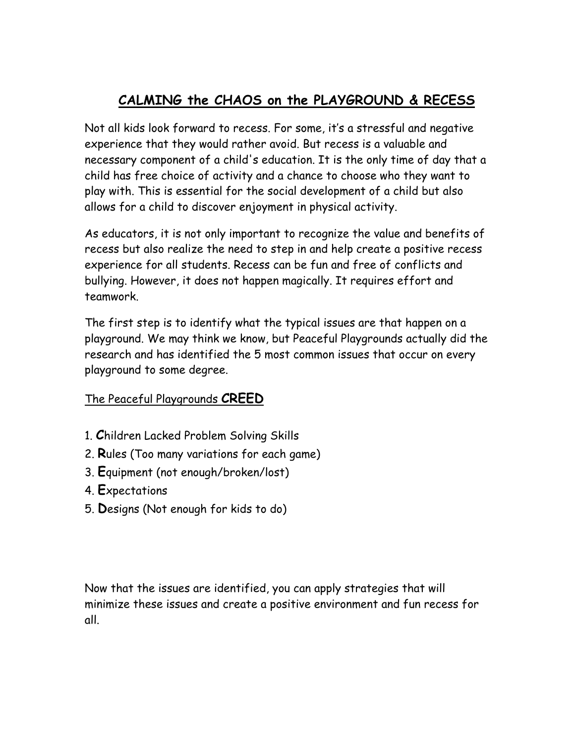# CALMING the CHAOS on the PLAYGROUND & RECESS

Not all kids look forward to recess. For some, it's a stressful and negative experience that they would rather avoid. But recess is a valuable and necessary component of a child's education. It is the only time of day that a child has free choice of activity and a chance to choose who they want to play with. This is essential for the social development of a child but also allows for a child to discover enjoyment in physical activity.

As educators, it is not only important to recognize the value and benefits of recess but also realize the need to step in and help create a positive recess experience for all students. Recess can be fun and free of conflicts and bullying. However, it does not happen magically. It requires effort and teamwork.

The first step is to identify what the typical issues are that happen on a playground. We may think we know, but Peaceful Playgrounds actually did the research and has identified the 5 most common issues that occur on every playground to some degree.

## The Peaceful Playgrounds **CREED**

1. **C**hildren Lacked Problem Solving Skills
2. **R**ules (Too many variations for each game)
3. **E**quipment (not enough/broken/lost)
4. **E**xpectations
5. **D**esigns (Not enough for kids to do)

Now that the issues are identified, you can apply strategies that will minimize these issues and create a positive environment and fun recess for all.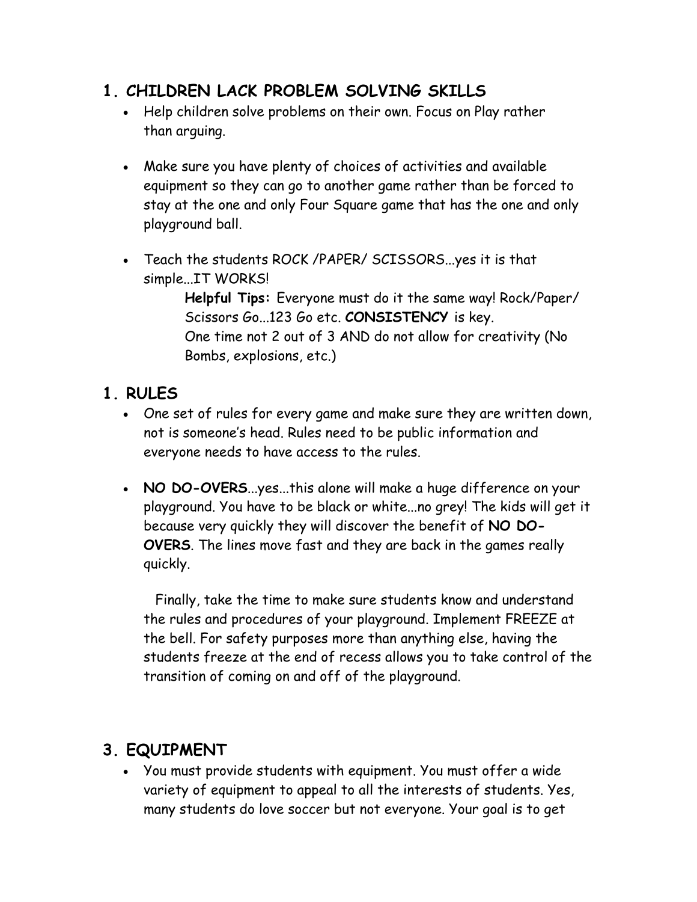## 1. CHILDREN LACK PROBLEM SOLVING SKILLS

- Help children solve problems on their own. Focus on Play rather than arguing.

- Make sure you have plenty of choices of activities and available equipment so they can go to another game rather than be forced to stay at the one and only Four Square game that has the one and only playground ball.

- Teach the students ROCK /PAPER/ SCISSORS...yes it is that simple...IT WORKS!

  **Helpful Tips:** Everyone must do it the same way! Rock/Paper/ Scissors Go...123 Go etc. **CONSISTENCY** is key. One time not 2 out of 3 AND do not allow for creativity (No Bombs, explosions, etc.)

## 1. RULES

- One set of rules for every game and make sure they are written down, not is someone's head. Rules need to be public information and everyone needs to have access to the rules.

- **NO DO-OVERS**...yes...this alone will make a huge difference on your playground. You have to be black or white...no grey! The kids will get it because very quickly they will discover the benefit of **NO DO-OVERS**. The lines move fast and they are back in the games really quickly.

  Finally, take the time to make sure students know and understand the rules and procedures of your playground. Implement FREEZE at the bell. For safety purposes more than anything else, having the students freeze at the end of recess allows you to take control of the transition of coming on and off of the playground.

## 3. EQUIPMENT

- You must provide students with equipment. You must offer a wide variety of equipment to appeal to all the interests of students. Yes, many students do love soccer but not everyone. Your goal is to get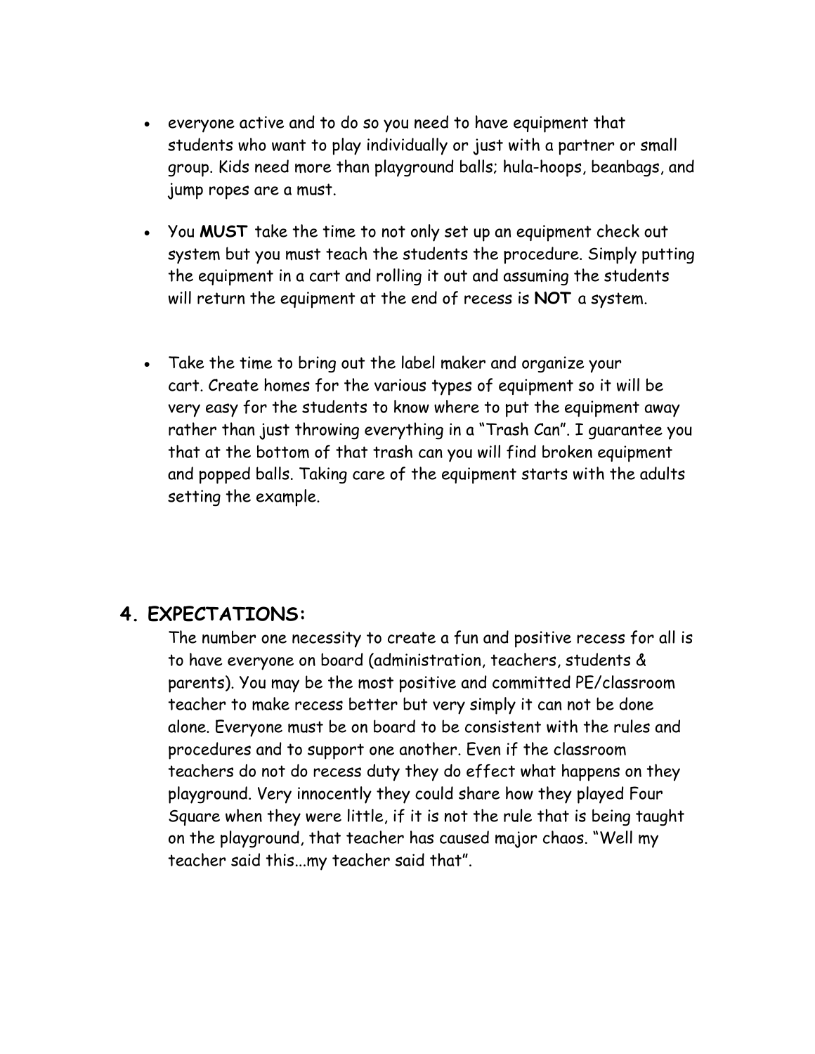- everyone active and to do so you need to have equipment that students who want to play individually or just with a partner or small group. Kids need more than playground balls; hula-hoops, beanbags, and jump ropes are a must.

- You **MUST** take the time to not only set up an equipment check out system but you must teach the students the procedure. Simply putting the equipment in a cart and rolling it out and assuming the students will return the equipment at the end of recess is **NOT** a system.

- Take the time to bring out the label maker and organize your cart. Create homes for the various types of equipment so it will be very easy for the students to know where to put the equipment away rather than just throwing everything in a "Trash Can". I guarantee you that at the bottom of that trash can you will find broken equipment and popped balls. Taking care of the equipment starts with the adults setting the example.

## 4. EXPECTATIONS:

The number one necessity to create a fun and positive recess for all is to have everyone on board (administration, teachers, students & parents). You may be the most positive and committed PE/classroom teacher to make recess better but very simply it can not be done alone. Everyone must be on board to be consistent with the rules and procedures and to support one another. Even if the classroom teachers do not do recess duty they do effect what happens on they playground. Very innocently they could share how they played Four Square when they were little, if it is not the rule that is being taught on the playground, that teacher has caused major chaos. "Well my teacher said this...my teacher said that".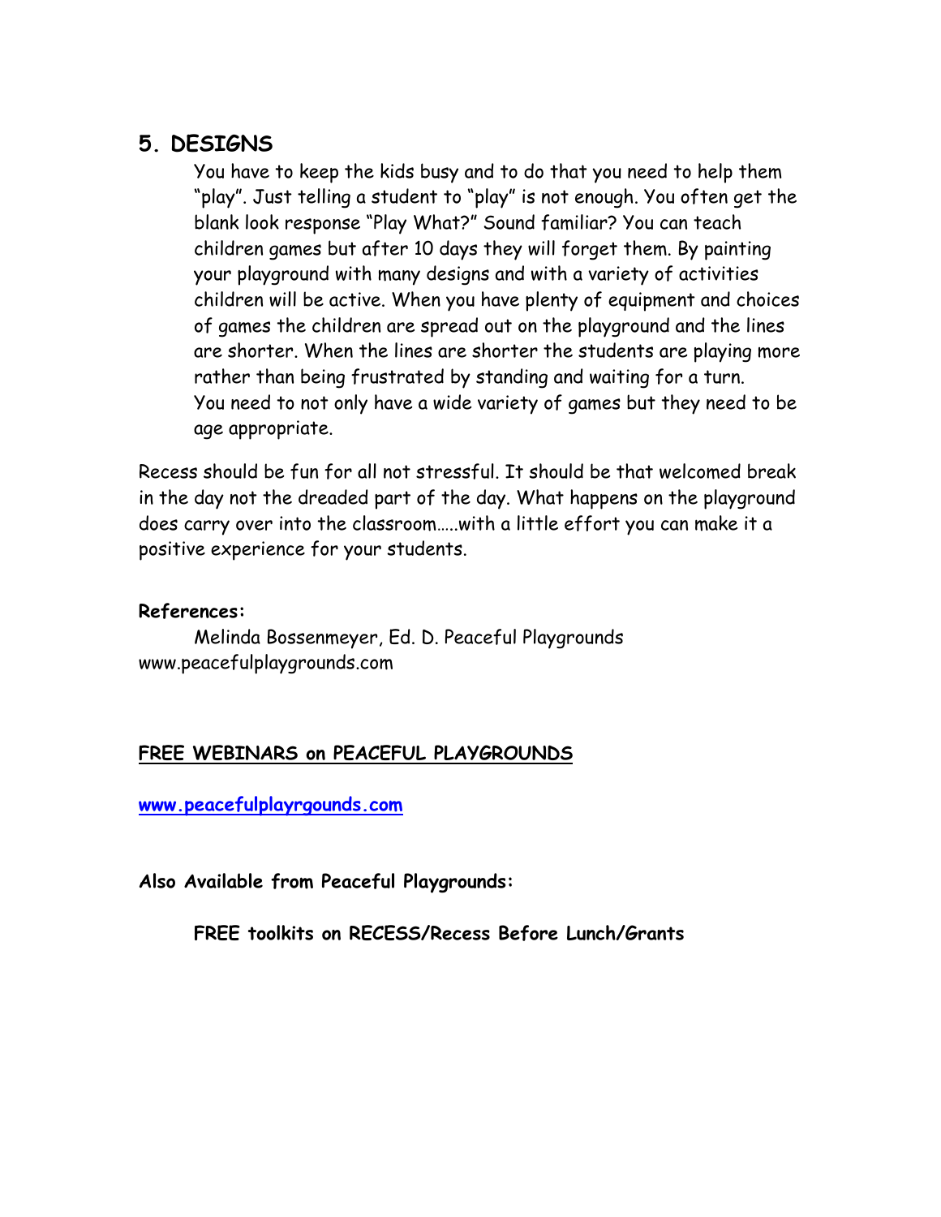## 5. DESIGNS

You have to keep the kids busy and to do that you need to help them "play". Just telling a student to "play" is not enough. You often get the blank look response "Play What?" Sound familiar? You can teach children games but after 10 days they will forget them. By painting your playground with many designs and with a variety of activities children will be active. When you have plenty of equipment and choices of games the children are spread out on the playground and the lines are shorter. When the lines are shorter the students are playing more rather than being frustrated by standing and waiting for a turn. You need to not only have a wide variety of games but they need to be age appropriate.

Recess should be fun for all not stressful. It should be that welcomed break in the day not the dreaded part of the day. What happens on the playground does carry over into the classroom…..with a little effort you can make it a positive experience for your students.

**References:**

Melinda Bossenmeyer, Ed. D. Peaceful Playgrounds www.peacefulplaygrounds.com

**FREE WEBINARS on PEACEFUL PLAYGROUNDS**

**www.peacefulplayrgounds.com**

**Also Available from Peaceful Playgrounds:**

**FREE toolkits on RECESS/Recess Before Lunch/Grants**